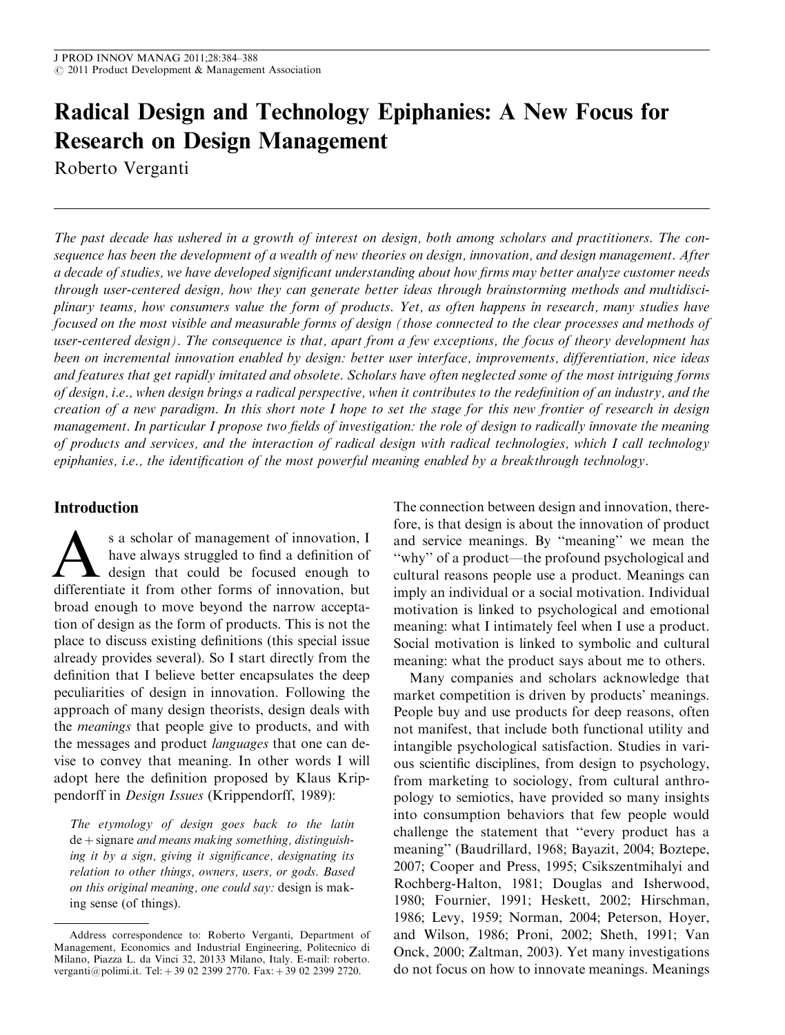# Radical Design and Technology Epiphanies: A New Focus for Research on Design Management

Roberto Verganti

*The past decade has ushered in a growth of interest on design, both among scholars and practitioners. The consequence has been the development of a wealth of new theories on design, innovation, and design management. After a decade of studies, we have developed significant understanding about how firms may better analyze customer needs through user-centered design, how they can generate better ideas through brainstorming methods and multidisciplinary teams, how consumers value the form of products. Yet, as often happens in research, many studies have focused on the most visible and measurable forms of design (those connected to the clear processes and methods of user-centered design). The consequence is that, apart from a few exceptions, the focus of theory development has been on incremental innovation enabled by design: better user interface, improvements, differentiation, nice ideas and features that get rapidly imitated and obsolete. Scholars have often neglected some of the most intriguing forms of design, i.e., when design brings a radical perspective, when it contributes to the redefinition of an industry, and the creation of a new paradigm. In this short note I hope to set the stage for this new frontier of research in design management. In particular I propose two fields of investigation: the role of design to radically innovate the meaning of products and services, and the interaction of radical design with radical technologies, which I call technology epiphanies, i.e., the identification of the most powerful meaning enabled by a breakthrough technology.*

## Introduction

As a scholar of management of innovation, I have always struggled to find a definition of design that could be focused enough to differentiate it from other forms of innovation, but broad enough to move beyond the narrow acceptation of design as the form of products. This is not the place to discuss existing definitions (this special issue already provides several). So I start directly from the definition that I believe better encapsulates the deep peculiarities of design in innovation. Following the approach of many design theorists, design deals with the *meanings* that people give to products, and with the messages and product *languages* that one can devise to convey that meaning. In other words I will adopt here the definition proposed by Klaus Krippendorff in *Design Issues* (Krippendorff, 1989):

> *The etymology of design goes back to the latin* de + signare *and means making something, distinguishing it by a sign, giving it significance, designating its relation to other things, owners, users, or gods. Based on this original meaning, one could say:* design is making sense (of things).

The connection between design and innovation, therefore, is that design is about the innovation of product and service meanings. By "meaning" we mean the "why" of a product—the profound psychological and cultural reasons people use a product. Meanings can imply an individual or a social motivation. Individual motivation is linked to psychological and emotional meaning: what I intimately feel when I use a product. Social motivation is linked to symbolic and cultural meaning: what the product says about me to others.

Many companies and scholars acknowledge that market competition is driven by products' meanings. People buy and use products for deep reasons, often not manifest, that include both functional utility and intangible psychological satisfaction. Studies in various scientific disciplines, from design to psychology, from marketing to sociology, from cultural anthropology to semiotics, have provided so many insights into consumption behaviors that few people would challenge the statement that "every product has a meaning" (Baudrillard, 1968; Bayazit, 2004; Boztepe, 2007; Cooper and Press, 1995; Csikszentmihalyi and Rochberg-Halton, 1981; Douglas and Isherwood, 1980; Fournier, 1991; Heskett, 2002; Hirschman, 1986; Levy, 1959; Norman, 2004; Peterson, Hoyer, and Wilson, 1986; Proni, 2002; Sheth, 1991; Van Onck, 2000; Zaltman, 2003). Yet many investigations do not focus on how to innovate meanings. Meanings

Address correspondence to: Roberto Verganti, Department of Management, Economics and Industrial Engineering, Politecnico di Milano, Piazza L. da Vinci 32, 20133 Milano, Italy. E-mail: roberto.verganti@polimi.it. Tel: + 39 02 2399 2770. Fax: + 39 02 2399 2720.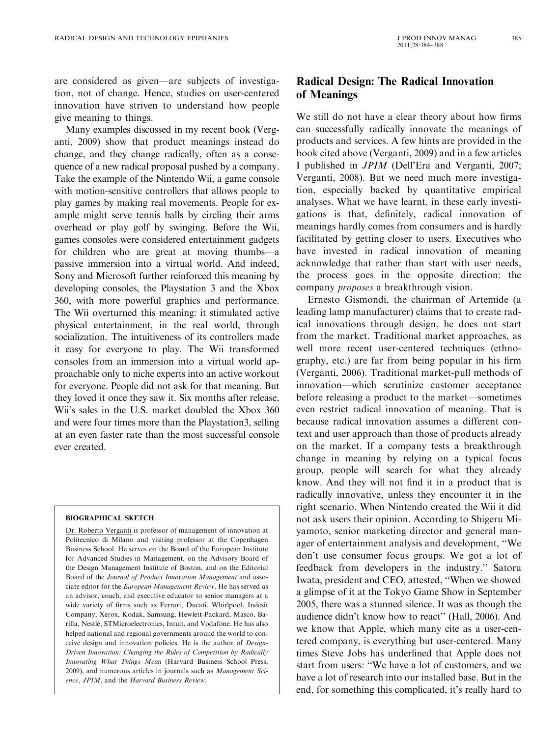are considered as given—are subjects of investigation, not of change. Hence, studies on user-centered innovation have striven to understand how people give meaning to things.

Many examples discussed in my recent book (Verganti, 2009) show that product meanings instead do change, and they change radically, often as a consequence of a new radical proposal pushed by a company. Take the example of the Nintendo Wii, a game console with motion-sensitive controllers that allows people to play games by making real movements. People for example might serve tennis balls by circling their arms overhead or play golf by swinging. Before the Wii, games consoles were considered entertainment gadgets for children who are great at moving thumbs—a passive immersion into a virtual world. And indeed, Sony and Microsoft further reinforced this meaning by developing consoles, the Playstation 3 and the Xbox 360, with more powerful graphics and performance. The Wii overturned this meaning: it stimulated active physical entertainment, in the real world, through socialization. The intuitiveness of its controllers made it easy for everyone to play. The Wii transformed consoles from an immersion into a virtual world approachable only to niche experts into an active workout for everyone. People did not ask for that meaning. But they loved it once they saw it. Six months after release, Wii's sales in the U.S. market doubled the Xbox 360 and were four times more than the Playstation3, selling at an even faster rate than the most successful console ever created.

**BIOGRAPHICAL SKETCH**

Dr. Roberto Verganti is professor of management of innovation at Politecnico di Milano and visiting professor at the Copenhagen Business School. He serves on the Board of the European Institute for Advanced Studies in Management, on the Advisory Board of the Design Management Institute of Boston, and on the Editorial Board of the *Journal of Product Innovation Management* and associate editor for the *European Management Review*. He has served as an advisor, coach, and executive educator to senior managers at a wide variety of firms such as Ferrari, Ducati, Whirlpool, Indesit Company, Xerox, Kodak, Samsung, Hewlett-Packard, Masco, Barilla, Nestlè, STMicroelectronics, Intuit, and Vodafone. He has also helped national and regional governments around the world to conceive design and innovation policies. He is the author of *Design-Driven Innovation: Changing the Rules of Competition by Radically Innovating What Things Mean* (Harvard Business School Press, 2009), and numerous articles in journals such as *Management Science*, *JPIM*, and the *Harvard Business Review*.

## Radical Design: The Radical Innovation of Meanings

We still do not have a clear theory about how firms can successfully radically innovate the meanings of products and services. A few hints are provided in the book cited above (Verganti, 2009) and in a few articles I published in *JPIM* (Dell'Era and Verganti, 2007; Verganti, 2008). But we need much more investigation, especially backed by quantitative empirical analyses. What we have learnt, in these early investigations is that, definitely, radical innovation of meanings hardly comes from consumers and is hardly facilitated by getting closer to users. Executives who have invested in radical innovation of meaning acknowledge that rather than start with user needs, the process goes in the opposite direction: the company *proposes* a breakthrough vision.

Ernesto Gismondi, the chairman of Artemide (a leading lamp manufacturer) claims that to create radical innovations through design, he does not start from the market. Traditional market approaches, as well more recent user-centered techniques (ethnography, etc.) are far from being popular in his firm (Verganti, 2006). Traditional market-pull methods of innovation—which scrutinize customer acceptance before releasing a product to the market—sometimes even restrict radical innovation of meaning. That is because radical innovation assumes a different context and user approach than those of products already on the market. If a company tests a breakthrough change in meaning by relying on a typical focus group, people will search for what they already know. And they will not find it in a product that is radically innovative, unless they encounter it in the right scenario. When Nintendo created the Wii it did not ask users their opinion. According to Shigeru Miyamoto, senior marketing director and general manager of entertainment analysis and development, "We don't use consumer focus groups. We got a lot of feedback from developers in the industry." Satoru Iwata, president and CEO, attested, "When we showed a glimpse of it at the Tokyo Game Show in September 2005, there was a stunned silence. It was as though the audience didn't know how to react" (Hall, 2006). And we know that Apple, which many cite as a user-centered company, is everything but user-centered. Many times Steve Jobs has underlined that Apple does not start from users: "We have a lot of customers, and we have a lot of research into our installed base. But in the end, for something this complicated, it's really hard to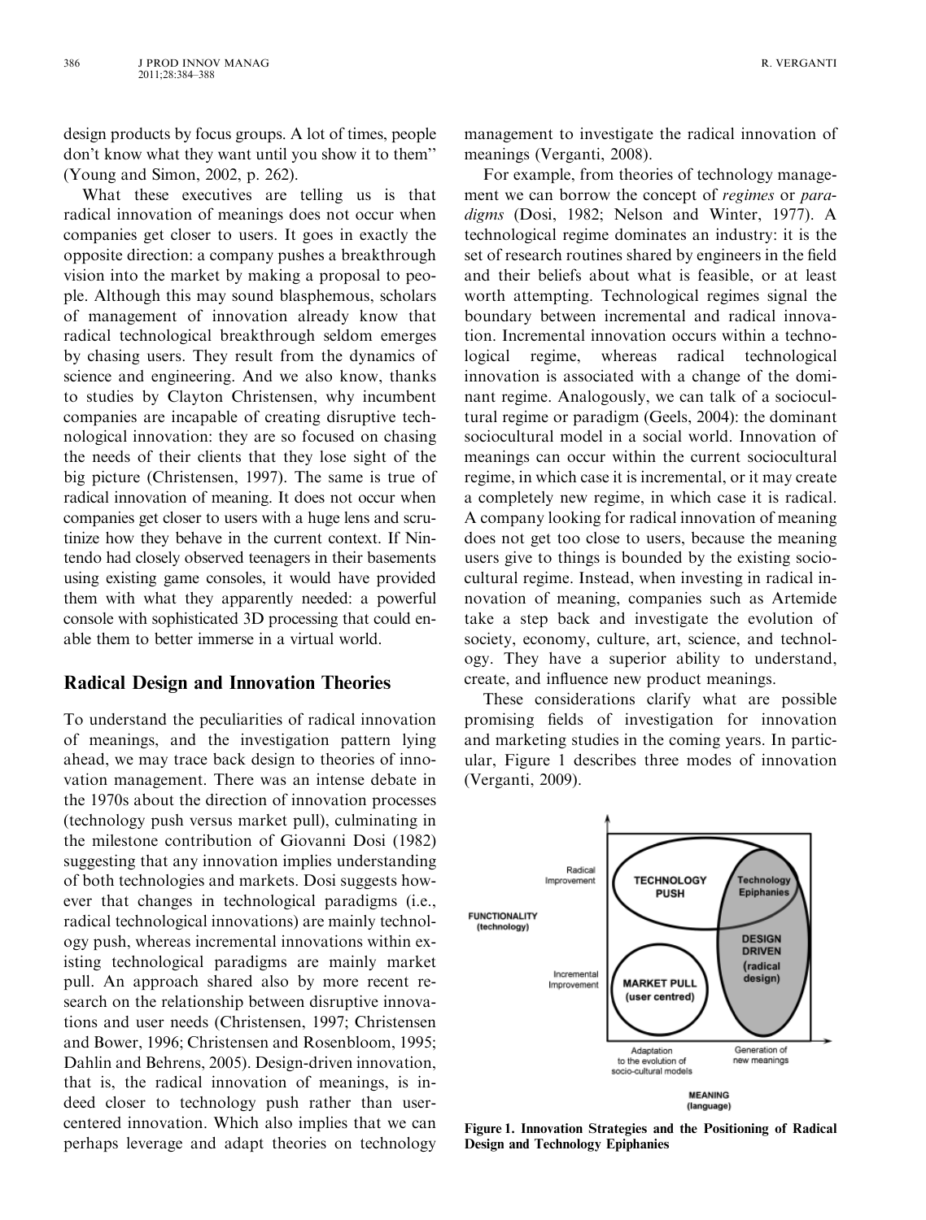design products by focus groups. A lot of times, people don't know what they want until you show it to them" (Young and Simon, 2002, p. 262).

What these executives are telling us is that radical innovation of meanings does not occur when companies get closer to users. It goes in exactly the opposite direction: a company pushes a breakthrough vision into the market by making a proposal to people. Although this may sound blasphemous, scholars of management of innovation already know that radical technological breakthrough seldom emerges by chasing users. They result from the dynamics of science and engineering. And we also know, thanks to studies by Clayton Christensen, why incumbent companies are incapable of creating disruptive technological innovation: they are so focused on chasing the needs of their clients that they lose sight of the big picture (Christensen, 1997). The same is true of radical innovation of meaning. It does not occur when companies get closer to users with a huge lens and scrutinize how they behave in the current context. If Nintendo had closely observed teenagers in their basements using existing game consoles, it would have provided them with what they apparently needed: a powerful console with sophisticated 3D processing that could enable them to better immerse in a virtual world.

## Radical Design and Innovation Theories

To understand the peculiarities of radical innovation of meanings, and the investigation pattern lying ahead, we may trace back design to theories of innovation management. There was an intense debate in the 1970s about the direction of innovation processes (technology push versus market pull), culminating in the milestone contribution of Giovanni Dosi (1982) suggesting that any innovation implies understanding of both technologies and markets. Dosi suggests however that changes in technological paradigms (i.e., radical technological innovations) are mainly technology push, whereas incremental innovations within existing technological paradigms are mainly market pull. An approach shared also by more recent research on the relationship between disruptive innovations and user needs (Christensen, 1997; Christensen and Bower, 1996; Christensen and Rosenbloom, 1995; Dahlin and Behrens, 2005). Design-driven innovation, that is, the radical innovation of meanings, is indeed closer to technology push rather than user-centered innovation. Which also implies that we can perhaps leverage and adapt theories on technology management to investigate the radical innovation of meanings (Verganti, 2008).

For example, from theories of technology management we can borrow the concept of *regimes* or *paradigms* (Dosi, 1982; Nelson and Winter, 1977). A technological regime dominates an industry: it is the set of research routines shared by engineers in the field and their beliefs about what is feasible, or at least worth attempting. Technological regimes signal the boundary between incremental and radical innovation. Incremental innovation occurs within a technological regime, whereas radical technological innovation is associated with a change of the dominant regime. Analogously, we can talk of a sociocultural regime or paradigm (Geels, 2004): the dominant sociocultural model in a social world. Innovation of meanings can occur within the current sociocultural regime, in which case it is incremental, or it may create a completely new regime, in which case it is radical. A company looking for radical innovation of meaning does not get too close to users, because the meaning users give to things is bounded by the existing sociocultural regime. Instead, when investing in radical innovation of meaning, companies such as Artemide take a step back and investigate the evolution of society, economy, culture, art, science, and technology. They have a superior ability to understand, create, and influence new product meanings.

These considerations clarify what are possible promising fields of investigation for innovation and marketing studies in the coming years. In particular, Figure 1 describes three modes of innovation (Verganti, 2009).

FUNCTIONALITY (technology)

Radical Improvement

Incremental Improvement

TECHNOLOGY PUSH

Technology Epiphanies

DESIGN DRIVEN (radical design)

MARKET PULL (user centred)

Adaptation to the evolution of socio-cultural models

Generation of new meanings

MEANING (language)

**Figure 1. Innovation Strategies and the Positioning of Radical Design and Technology Epiphanies**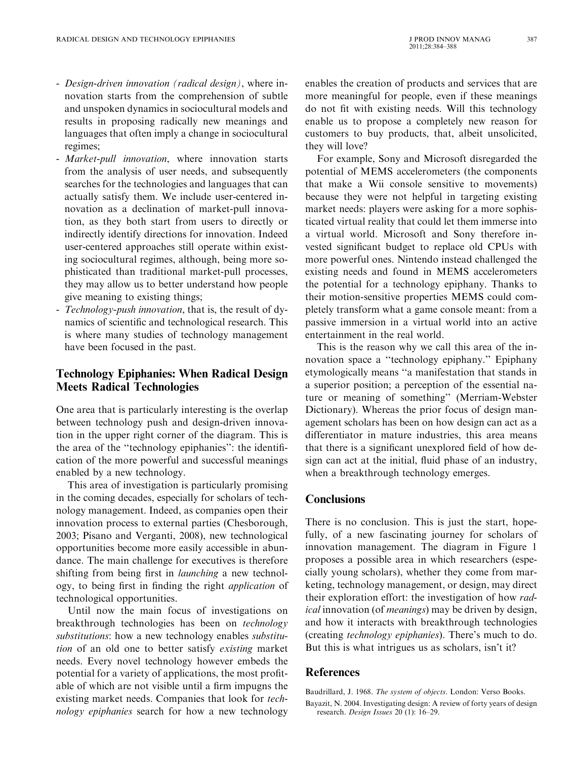- *Design-driven innovation (radical design)*, where innovation starts from the comprehension of subtle and unspoken dynamics in sociocultural models and results in proposing radically new meanings and languages that often imply a change in sociocultural regimes;
- *Market-pull innovation*, where innovation starts from the analysis of user needs, and subsequently searches for the technologies and languages that can actually satisfy them. We include user-centered innovation as a declination of market-pull innovation, as they both start from users to directly or indirectly identify directions for innovation. Indeed user-centered approaches still operate within existing sociocultural regimes, although, being more sophisticated than traditional market-pull processes, they may allow us to better understand how people give meaning to existing things;
- *Technology-push innovation*, that is, the result of dynamics of scientific and technological research. This is where many studies of technology management have been focused in the past.

## Technology Epiphanies: When Radical Design Meets Radical Technologies

One area that is particularly interesting is the overlap between technology push and design-driven innovation in the upper right corner of the diagram. This is the area of the "technology epiphanies": the identification of the more powerful and successful meanings enabled by a new technology.

This area of investigation is particularly promising in the coming decades, especially for scholars of technology management. Indeed, as companies open their innovation process to external parties (Chesborough, 2003; Pisano and Verganti, 2008), new technological opportunities become more easily accessible in abundance. The main challenge for executives is therefore shifting from being first in *launching* a new technology, to being first in finding the right *application* of technological opportunities.

Until now the main focus of investigations on breakthrough technologies has been on *technology substitutions*: how a new technology enables *substitution* of an old one to better satisfy *existing* market needs. Every novel technology however embeds the potential for a variety of applications, the most profitable of which are not visible until a firm impugns the existing market needs. Companies that look for *technology epiphanies* search for how a new technology enables the creation of products and services that are more meaningful for people, even if these meanings do not fit with existing needs. Will this technology enable us to propose a completely new reason for customers to buy products, that, albeit unsolicited, they will love?

For example, Sony and Microsoft disregarded the potential of MEMS accelerometers (the components that make a Wii console sensitive to movements) because they were not helpful in targeting existing market needs: players were asking for a more sophisticated virtual reality that could let them immerse into a virtual world. Microsoft and Sony therefore invested significant budget to replace old CPUs with more powerful ones. Nintendo instead challenged the existing needs and found in MEMS accelerometers the potential for a technology epiphany. Thanks to their motion-sensitive properties MEMS could completely transform what a game console meant: from a passive immersion in a virtual world into an active entertainment in the real world.

This is the reason why we call this area of the innovation space a "technology epiphany." Epiphany etymologically means "a manifestation that stands in a superior position; a perception of the essential nature or meaning of something" (Merriam-Webster Dictionary). Whereas the prior focus of design management scholars has been on how design can act as a differentiator in mature industries, this area means that there is a significant unexplored field of how design can act at the initial, fluid phase of an industry, when a breakthrough technology emerges.

## Conclusions

There is no conclusion. This is just the start, hopefully, of a new fascinating journey for scholars of innovation management. The diagram in Figure 1 proposes a possible area in which researchers (especially young scholars), whether they come from marketing, technology management, or design, may direct their exploration effort: the investigation of how *radical* innovation (of *meanings*) may be driven by design, and how it interacts with breakthrough technologies (creating *technology epiphanies*). There's much to do. But this is what intrigues us as scholars, isn't it?

## References

Baudrillard, J. 1968. *The system of objects*. London: Verso Books.

Bayazit, N. 2004. Investigating design: A review of forty years of design research. *Design Issues* 20 (1): 16–29.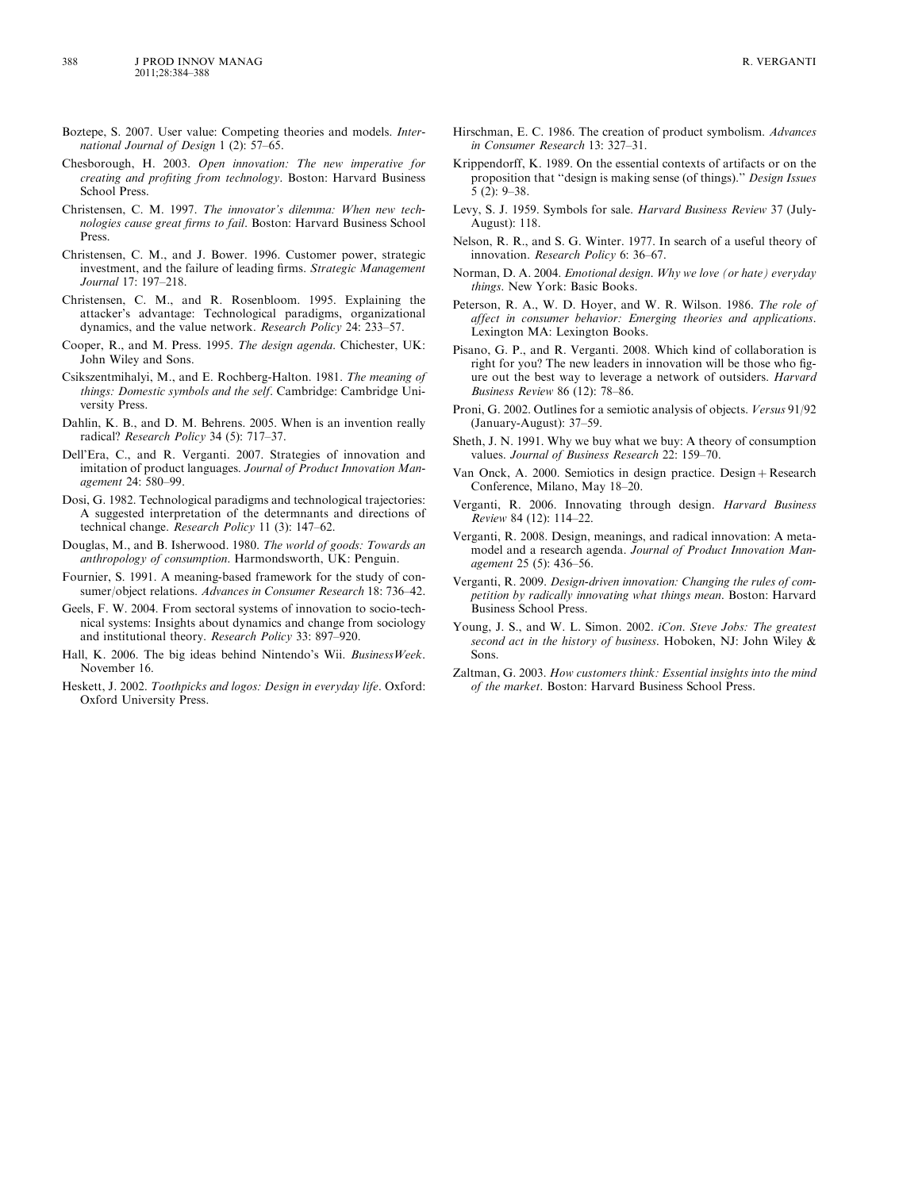Boztepe, S. 2007. User value: Competing theories and models. *International Journal of Design* 1 (2): 57–65.

Chesborough, H. 2003. *Open innovation: The new imperative for creating and profiting from technology*. Boston: Harvard Business School Press.

Christensen, C. M. 1997. *The innovator's dilemma: When new technologies cause great firms to fail*. Boston: Harvard Business School Press.

Christensen, C. M., and J. Bower. 1996. Customer power, strategic investment, and the failure of leading firms. *Strategic Management Journal* 17: 197–218.

Christensen, C. M., and R. Rosenbloom. 1995. Explaining the attacker's advantage: Technological paradigms, organizational dynamics, and the value network. *Research Policy* 24: 233–57.

Cooper, R., and M. Press. 1995. *The design agenda*. Chichester, UK: John Wiley and Sons.

Csikszentmihalyi, M., and E. Rochberg-Halton. 1981. *The meaning of things: Domestic symbols and the self*. Cambridge: Cambridge University Press.

Dahlin, K. B., and D. M. Behrens. 2005. When is an invention really radical? *Research Policy* 34 (5): 717–37.

Dell'Era, C., and R. Verganti. 2007. Strategies of innovation and imitation of product languages. *Journal of Product Innovation Management* 24: 580–99.

Dosi, G. 1982. Technological paradigms and technological trajectories: A suggested interpretation of the determnants and directions of technical change. *Research Policy* 11 (3): 147–62.

Douglas, M., and B. Isherwood. 1980. *The world of goods: Towards an anthropology of consumption*. Harmondsworth, UK: Penguin.

Fournier, S. 1991. A meaning-based framework for the study of consumer/object relations. *Advances in Consumer Research* 18: 736–42.

Geels, F. W. 2004. From sectoral systems of innovation to socio-technical systems: Insights about dynamics and change from sociology and institutional theory. *Research Policy* 33: 897–920.

Hall, K. 2006. The big ideas behind Nintendo's Wii. *BusinessWeek*. November 16.

Heskett, J. 2002. *Toothpicks and logos: Design in everyday life*. Oxford: Oxford University Press.

Hirschman, E. C. 1986. The creation of product symbolism. *Advances in Consumer Research* 13: 327–31.

Krippendorff, K. 1989. On the essential contexts of artifacts or on the proposition that "design is making sense (of things)." *Design Issues* 5 (2): 9–38.

Levy, S. J. 1959. Symbols for sale. *Harvard Business Review* 37 (July-August): 118.

Nelson, R. R., and S. G. Winter. 1977. In search of a useful theory of innovation. *Research Policy* 6: 36–67.

Norman, D. A. 2004. *Emotional design. Why we love (or hate) everyday things*. New York: Basic Books.

Peterson, R. A., W. D. Hoyer, and W. R. Wilson. 1986. *The role of affect in consumer behavior: Emerging theories and applications*. Lexington MA: Lexington Books.

Pisano, G. P., and R. Verganti. 2008. Which kind of collaboration is right for you? The new leaders in innovation will be those who figure out the best way to leverage a network of outsiders. *Harvard Business Review* 86 (12): 78–86.

Proni, G. 2002. Outlines for a semiotic analysis of objects. *Versus* 91/92 (January-August): 37–59.

Sheth, J. N. 1991. Why we buy what we buy: A theory of consumption values. *Journal of Business Research* 22: 159–70.

Van Onck, A. 2000. Semiotics in design practice. Design + Research Conference, Milano, May 18–20.

Verganti, R. 2006. Innovating through design. *Harvard Business Review* 84 (12): 114–22.

Verganti, R. 2008. Design, meanings, and radical innovation: A metamodel and a research agenda. *Journal of Product Innovation Management* 25 (5): 436–56.

Verganti, R. 2009. *Design-driven innovation: Changing the rules of competition by radically innovating what things mean*. Boston: Harvard Business School Press.

Young, J. S., and W. L. Simon. 2002. *iCon. Steve Jobs: The greatest second act in the history of business*. Hoboken, NJ: John Wiley & Sons.

Zaltman, G. 2003. *How customers think: Essential insights into the mind of the market*. Boston: Harvard Business School Press.